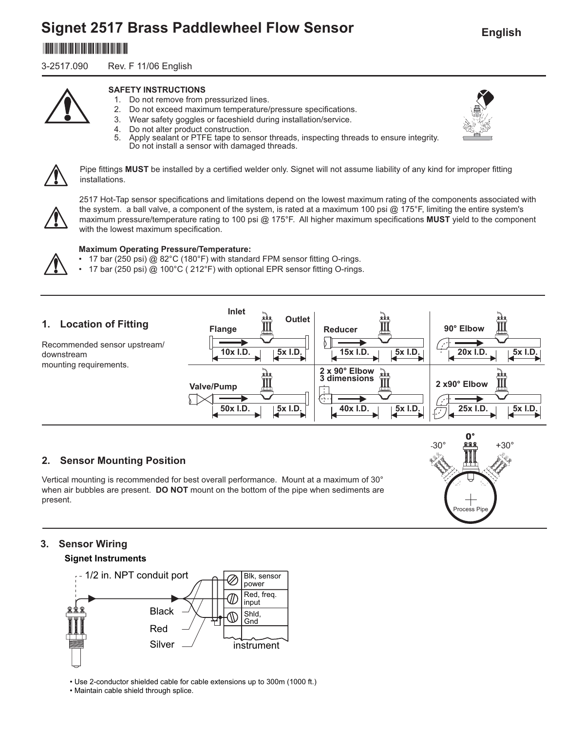# Signet 2517 Brass Paddlewheel Flow Sensor

English

3-2517.090 Rev. F 11/06 English

**SAFETY INSTRUCTIONS**

1. Do not remove from pressurized lines.
2. Do not exceed maximum temperature/pressure specifications.
3. Wear safety goggles or faceshield during installation/service.
4. Do not alter product construction.
5. Apply sealant or PTFE tape to sensor threads, inspecting threads to ensure integrity. Do not install a sensor with damaged threads.

Pipe fittings **MUST** be installed by a certified welder only. Signet will not assume liability of any kind for improper fitting installations.

2517 Hot-Tap sensor specifications and limitations depend on the lowest maximum rating of the components associated with the system. a ball valve, a component of the system, is rated at a maximum 100 psi @ 175°F, limiting the entire system's maximum pressure/temperature rating to 100 psi @ 175°F. All higher maximum specifications **MUST** yield to the component with the lowest maximum specification.

**Maximum Operating Pressure/Temperature:**

- 17 bar (250 psi) @ 82°C (180°F) with standard FPM sensor fitting O-rings.
- 17 bar (250 psi) @ 100°C ( 212°F) with optional EPR sensor fitting O-rings.

## 1. Location of Fitting

Recommended sensor upstream/downstream mounting requirements.

| Configuration | Upstream (Inlet) | Downstream (Outlet) |
| --- | --- | --- |
| Flange | 10x I.D. | 5x I.D. |
| Reducer | 15x I.D. | 5x I.D. |
| 90° Elbow | 20x I.D. | 5x I.D. |
| Valve/Pump | 50x I.D. | 5x I.D. |
| 2 x 90° Elbow 3 dimensions | 40x I.D. | 5x I.D. |
| 2 x90° Elbow | 25x I.D. | 5x I.D. |

## 2. Sensor Mounting Position

Vertical mounting is recommended for best overall performance. Mount at a maximum of 30° when air bubbles are present. **DO NOT** mount on the bottom of the pipe when sediments are present.

-30° 0° +30°

Process Pipe

## 3. Sensor Wiring

**Signet Instruments**

1/2 in. NPT conduit port

| Wire | Instrument terminal |
| --- | --- |
| Black | Blk, sensor power |
| Red | Red, freq. input |
| Silver | Shld, Gnd |

instrument

- Use 2-conductor shielded cable for cable extensions up to 300m (1000 ft.)
- Maintain cable shield through splice.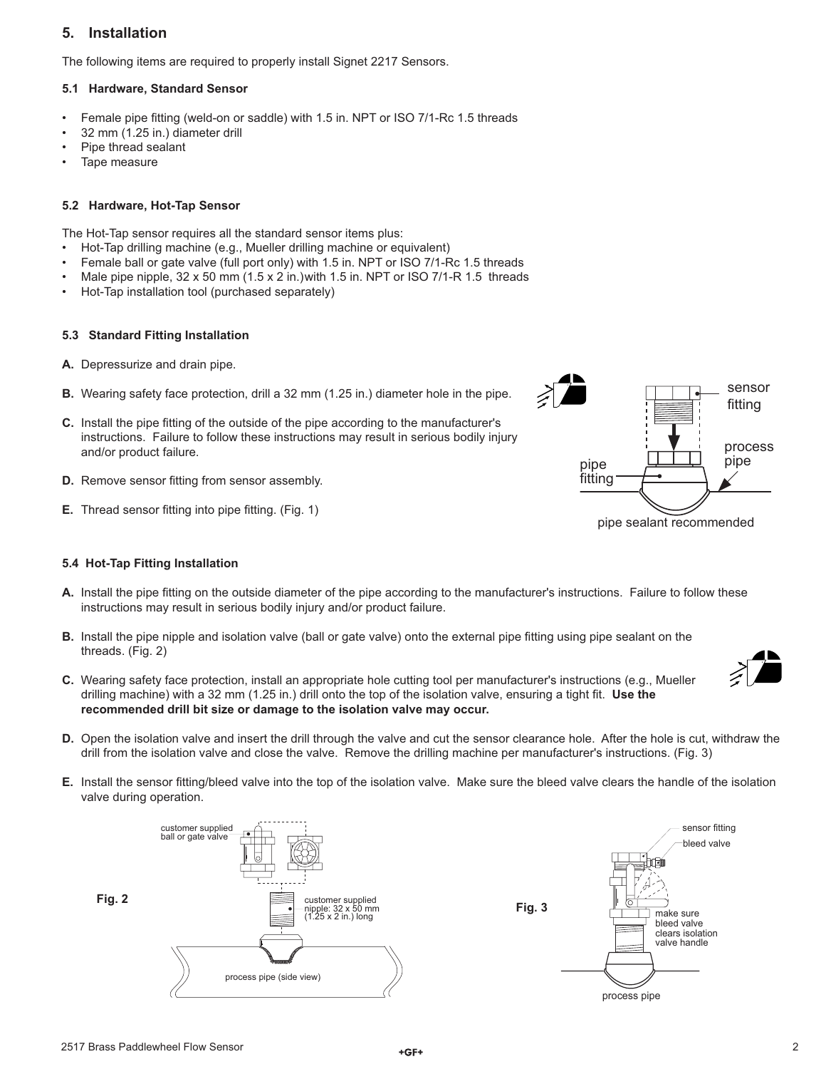## 5. Installation

The following items are required to properly install Signet 2217 Sensors.

### 5.1 Hardware, Standard Sensor

- Female pipe fitting (weld-on or saddle) with 1.5 in. NPT or ISO 7/1-Rc 1.5 threads
- 32 mm (1.25 in.) diameter drill
- Pipe thread sealant
- Tape measure

### 5.2 Hardware, Hot-Tap Sensor

The Hot-Tap sensor requires all the standard sensor items plus:

- Hot-Tap drilling machine (e.g., Mueller drilling machine or equivalent)
- Female ball or gate valve (full port only) with 1.5 in. NPT or ISO 7/1-Rc 1.5 threads
- Male pipe nipple, 32 x 50 mm (1.5 x 2 in.)with 1.5 in. NPT or ISO 7/1-R 1.5 threads
- Hot-Tap installation tool (purchased separately)

### 5.3 Standard Fitting Installation

**A.** Depressurize and drain pipe.

**B.** Wearing safety face protection, drill a 32 mm (1.25 in.) diameter hole in the pipe.

**C.** Install the pipe fitting of the outside of the pipe according to the manufacturer's instructions. Failure to follow these instructions may result in serious bodily injury and/or product failure.

**D.** Remove sensor fitting from sensor assembly.

**E.** Thread sensor fitting into pipe fitting. (Fig. 1)

sensor fitting, process pipe, pipe fitting

pipe sealant recommended

### 5.4 Hot-Tap Fitting Installation

**A.** Install the pipe fitting on the outside diameter of the pipe according to the manufacturer's instructions. Failure to follow these instructions may result in serious bodily injury and/or product failure.

**B.** Install the pipe nipple and isolation valve (ball or gate valve) onto the external pipe fitting using pipe sealant on the threads. (Fig. 2)

**C.** Wearing safety face protection, install an appropriate hole cutting tool per manufacturer's instructions (e.g., Mueller drilling machine) with a 32 mm (1.25 in.) drill onto the top of the isolation valve, ensuring a tight fit. **Use the recommended drill bit size or damage to the isolation valve may occur.**

**D.** Open the isolation valve and insert the drill through the valve and cut the sensor clearance hole. After the hole is cut, withdraw the drill from the isolation valve and close the valve. Remove the drilling machine per manufacturer's instructions. (Fig. 3)

**E.** Install the sensor fitting/bleed valve into the top of the isolation valve. Make sure the bleed valve clears the handle of the isolation valve during operation.

Fig. 2

customer supplied ball or gate valve

customer supplied nipple: 32 x 50 mm (1.25 x 2 in.) long

process pipe (side view)

Fig. 3

sensor fitting

bleed valve

make sure bleed valve clears isolation valve handle

process pipe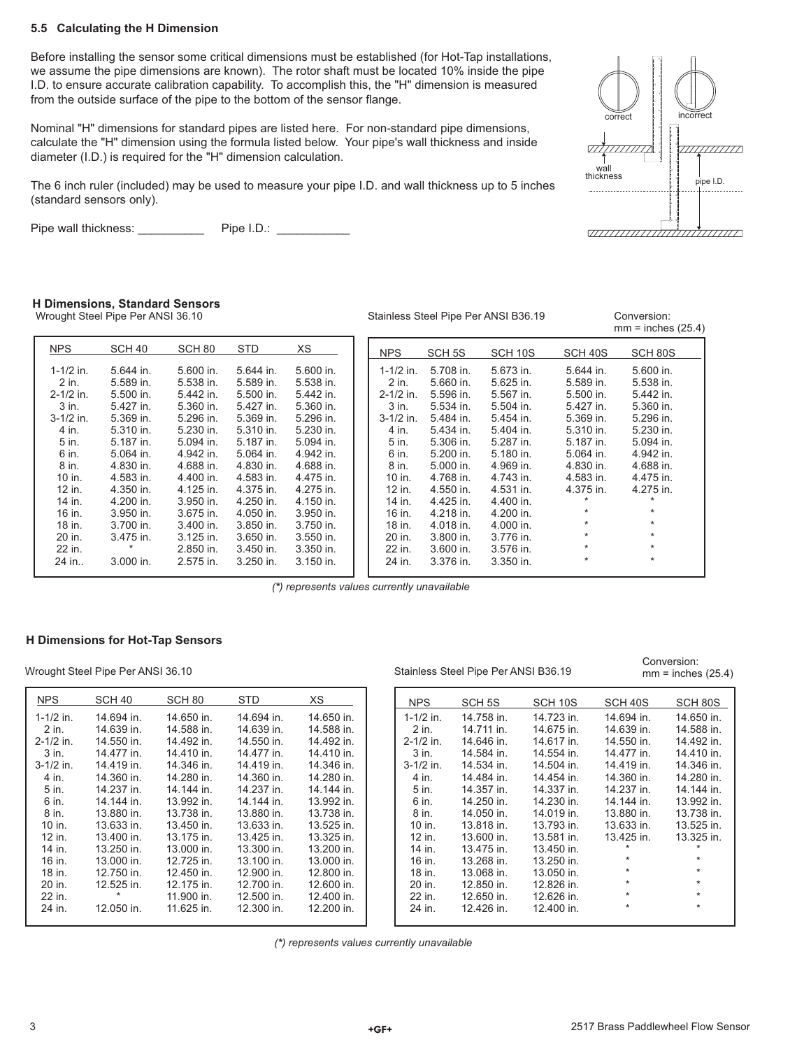### 5.5 Calculating the H Dimension

Before installing the sensor some critical dimensions must be established (for Hot-Tap installations, we assume the pipe dimensions are known). The rotor shaft must be located 10% inside the pipe I.D. to ensure accurate calibration capability. To accomplish this, the "H" dimension is measured from the outside surface of the pipe to the bottom of the sensor flange.

Nominal "H" dimensions for standard pipes are listed here. For non-standard pipe dimensions, calculate the "H" dimension using the formula listed below. Your pipe's wall thickness and inside diameter (I.D.) is required for the "H" dimension calculation.

The 6 inch ruler (included) may be used to measure your pipe I.D. and wall thickness up to 5 inches (standard sensors only).

Pipe wall thickness: __________ Pipe I.D.: ___________

correct · incorrect · wall thickness · pipe I.D.

#### H Dimensions, Standard Sensors

Wrought Steel Pipe Per ANSI 36.10

| NPS | SCH 40 | SCH 80 | STD | XS |
|---|---|---|---|---|
| 1-1/2 in. | 5.644 in. | 5.600 in. | 5.644 in. | 5.600 in. |
| 2 in. | 5.589 in. | 5.538 in. | 5.589 in. | 5.538 in. |
| 2-1/2 in. | 5.500 in. | 5.442 in. | 5.500 in. | 5.442 in. |
| 3 in. | 5.427 in. | 5.360 in. | 5.427 in. | 5.360 in. |
| 3-1/2 in. | 5.369 in. | 5.296 in. | 5.369 in. | 5.296 in. |
| 4 in. | 5.310 in. | 5.230 in. | 5.310 in. | 5.230 in. |
| 5 in. | 5.187 in. | 5.094 in. | 5.187 in. | 5.094 in. |
| 6 in. | 5.064 in. | 4.942 in. | 5.064 in. | 4.942 in. |
| 8 in. | 4.830 in. | 4.688 in. | 4.830 in. | 4.688 in. |
| 10 in. | 4.583 in. | 4.400 in. | 4.583 in. | 4.475 in. |
| 12 in. | 4.350 in. | 4.125 in. | 4.375 in. | 4.275 in. |
| 14 in. | 4.200 in. | 3.950 in. | 4.250 in. | 4.150 in. |
| 16 in. | 3.950 in. | 3.675 in. | 4.050 in. | 3.950 in. |
| 18 in. | 3.700 in. | 3.400 in. | 3.850 in. | 3.750 in. |
| 20 in. | 3.475 in. | 3.125 in. | 3.650 in. | 3.550 in. |
| 22 in. | * | 2.850 in. | 3.450 in. | 3.350 in. |
| 24 in.. | 3.000 in. | 2.575 in. | 3.250 in. | 3.150 in. |

Stainless Steel Pipe Per ANSI B36.19

Conversion: mm = inches (25.4)

| NPS | SCH 5S | SCH 10S | SCH 40S | SCH 80S |
|---|---|---|---|---|
| 1-1/2 in. | 5.708 in. | 5.673 in. | 5.644 in. | 5.600 in. |
| 2 in. | 5.660 in. | 5.625 in. | 5.589 in. | 5.538 in. |
| 2-1/2 in. | 5.596 in. | 5.567 in. | 5.500 in. | 5.442 in. |
| 3 in. | 5.534 in. | 5.504 in. | 5.427 in. | 5.360 in. |
| 3-1/2 in. | 5.484 in. | 5.454 in. | 5.369 in. | 5.296 in. |
| 4 in. | 5.434 in. | 5.404 in. | 5.310 in. | 5.230 in. |
| 5 in. | 5.306 in. | 5.287 in. | 5.187 in. | 5.094 in. |
| 6 in. | 5.200 in. | 5.180 in. | 5.064 in. | 4.942 in. |
| 8 in. | 5.000 in. | 4.969 in. | 4.830 in. | 4.688 in. |
| 10 in. | 4.768 in. | 4.743 in. | 4.583 in. | 4.475 in. |
| 12 in. | 4.550 in. | 4.531 in. | 4.375 in. | 4.275 in. |
| 14 in. | 4.425 in. | 4.400 in. | * | * |
| 16 in. | 4.218 in. | 4.200 in. | * | * |
| 18 in. | 4.018 in. | 4.000 in. | * | * |
| 20 in. | 3.800 in. | 3.776 in. | * | * |
| 22 in. | 3.600 in. | 3.576 in. | * | * |
| 24 in. | 3.376 in. | 3.350 in. | * | * |

*(\*) represents values currently unavailable*

#### H Dimensions for Hot-Tap Sensors

Wrought Steel Pipe Per ANSI 36.10

| NPS | SCH 40 | SCH 80 | STD | XS |
|---|---|---|---|---|
| 1-1/2 in. | 14.694 in. | 14.650 in. | 14.694 in. | 14.650 in. |
| 2 in. | 14.639 in. | 14.588 in. | 14.639 in. | 14.588 in. |
| 2-1/2 in. | 14.550 in. | 14.492 in. | 14.550 in. | 14.492 in. |
| 3 in. | 14.477 in. | 14.410 in. | 14.477 in. | 14.410 in. |
| 3-1/2 in. | 14.419 in. | 14.346 in. | 14.419 in. | 14.346 in. |
| 4 in. | 14.360 in. | 14.280 in. | 14.360 in. | 14.280 in. |
| 5 in. | 14.237 in. | 14.144 in. | 14.237 in. | 14.144 in. |
| 6 in. | 14.144 in. | 13.992 in. | 14.144 in. | 13.992 in. |
| 8 in. | 13.880 in. | 13.738 in. | 13.880 in. | 13.738 in. |
| 10 in. | 13.633 in. | 13.450 in. | 13.633 in. | 13.525 in. |
| 12 in. | 13.400 in. | 13.175 in. | 13.425 in. | 13.325 in. |
| 14 in. | 13.250 in. | 13.000 in. | 13.300 in. | 13.200 in. |
| 16 in. | 13.000 in. | 12.725 in. | 13.100 in. | 13.000 in. |
| 18 in. | 12.750 in. | 12.450 in. | 12.900 in. | 12.800 in. |
| 20 in. | 12.525 in. | 12.175 in. | 12.700 in. | 12.600 in. |
| 22 in. | * | 11.900 in. | 12.500 in. | 12.400 in. |
| 24 in. | 12.050 in. | 11.625 in. | 12.300 in. | 12.200 in. |

Stainless Steel Pipe Per ANSI B36.19

Conversion: mm = inches (25.4)

| NPS | SCH 5S | SCH 10S | SCH 40S | SCH 80S |
|---|---|---|---|---|
| 1-1/2 in. | 14.758 in. | 14.723 in. | 14.694 in. | 14.650 in. |
| 2 in. | 14.711 in. | 14.675 in. | 14.639 in. | 14.588 in. |
| 2-1/2 in. | 14.646 in. | 14.617 in. | 14.550 in. | 14.492 in. |
| 3 in. | 14.584 in. | 14.554 in. | 14.477 in. | 14.410 in. |
| 3-1/2 in. | 14.534 in. | 14.504 in. | 14.419 in. | 14.346 in. |
| 4 in. | 14.484 in. | 14.454 in. | 14.360 in. | 14.280 in. |
| 5 in. | 14.357 in. | 14.337 in. | 14.237 in. | 14.144 in. |
| 6 in. | 14.250 in. | 14.230 in. | 14.144 in. | 13.992 in. |
| 8 in. | 14.050 in. | 14.019 in. | 13.880 in. | 13.738 in. |
| 10 in. | 13.818 in. | 13.793 in. | 13.633 in. | 13.525 in. |
| 12 in. | 13.600 in. | 13.581 in. | 13.425 in. | 13.325 in. |
| 14 in. | 13.475 in. | 13.450 in. | * | * |
| 16 in. | 13.268 in. | 13.250 in. | * | * |
| 18 in. | 13.068 in. | 13.050 in. | * | * |
| 20 in. | 12.850 in. | 12.826 in. | * | * |
| 22 in. | 12.650 in. | 12.626 in. | * | * |
| 24 in. | 12.426 in. | 12.400 in. | * | * |

*(\*) represents values currently unavailable*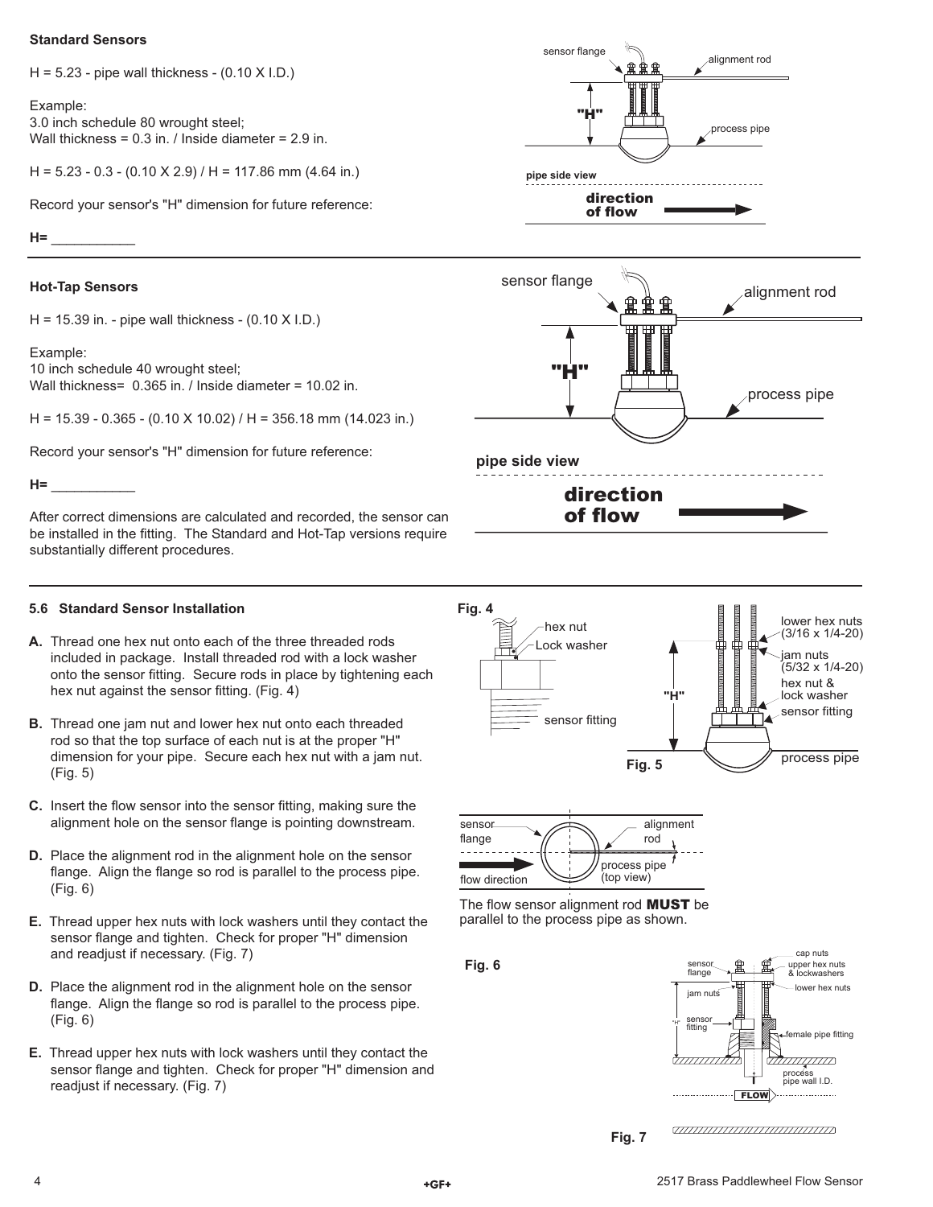**Standard Sensors**

H = 5.23 - pipe wall thickness - (0.10 X I.D.)

Example:
3.0 inch schedule 80 wrought steel;
Wall thickness = 0.3 in. / Inside diameter = 2.9 in.

H = 5.23 - 0.3 - (0.10 X 2.9) / H = 117.86 mm (4.64 in.)

Record your sensor's "H" dimension for future reference:

**H=** ___________

---

**Hot-Tap Sensors**

H = 15.39 in. - pipe wall thickness - (0.10 X I.D.)

Example:
10 inch schedule 40 wrought steel;
Wall thickness= 0.365 in. / Inside diameter = 10.02 in.

H = 15.39 - 0.365 - (0.10 X 10.02) / H = 356.18 mm (14.023 in.)

Record your sensor's "H" dimension for future reference:

**H=** ___________

After correct dimensions are calculated and recorded, the sensor can be installed in the fitting. The Standard and Hot-Tap versions require substantially different procedures.

---

### 5.6 Standard Sensor Installation

**A.** Thread one hex nut onto each of the three threaded rods included in package. Install threaded rod with a lock washer onto the sensor fitting. Secure rods in place by tightening each hex nut against the sensor fitting. (Fig. 4)

**B.** Thread one jam nut and lower hex nut onto each threaded rod so that the top surface of each nut is at the proper "H" dimension for your pipe. Secure each hex nut with a jam nut. (Fig. 5)

**C.** Insert the flow sensor into the sensor fitting, making sure the alignment hole on the sensor flange is pointing downstream.

**D.** Place the alignment rod in the alignment hole on the sensor flange. Align the flange so rod is parallel to the process pipe. (Fig. 6)

**E.** Thread upper hex nuts with lock washers until they contact the sensor flange and tighten. Check for proper "H" dimension and readjust if necessary. (Fig. 7)

**D.** Place the alignment rod in the alignment hole on the sensor flange. Align the flange so rod is parallel to the process pipe. (Fig. 6)

**E.** Thread upper hex nuts with lock washers until they contact the sensor flange and tighten. Check for proper "H" dimension and readjust if necessary. (Fig. 7)

Fig. 4

Fig. 5

The flow sensor alignment rod **MUST** be parallel to the process pipe as shown.

Fig. 6

Fig. 7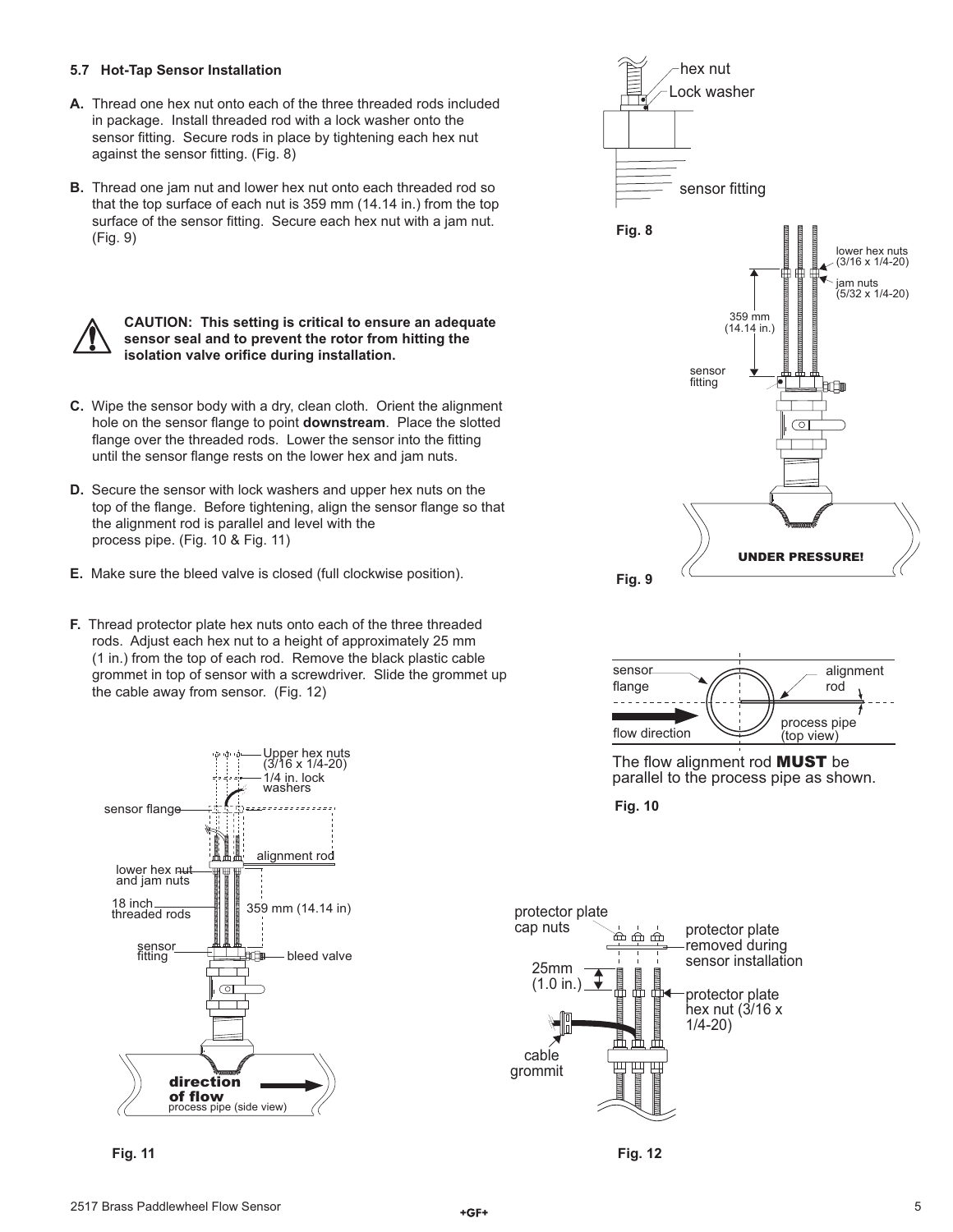### 5.7 Hot-Tap Sensor Installation

**A.** Thread one hex nut onto each of the three threaded rods included in package. Install threaded rod with a lock washer onto the sensor fitting. Secure rods in place by tightening each hex nut against the sensor fitting. (Fig. 8)

**B.** Thread one jam nut and lower hex nut onto each threaded rod so that the top surface of each nut is 359 mm (14.14 in.) from the top surface of the sensor fitting. Secure each hex nut with a jam nut. (Fig. 9)

> **CAUTION: This setting is critical to ensure an adequate sensor seal and to prevent the rotor from hitting the isolation valve orifice during installation.**

**C.** Wipe the sensor body with a dry, clean cloth. Orient the alignment hole on the sensor flange to point **downstream**. Place the slotted flange over the threaded rods. Lower the sensor into the fitting until the sensor flange rests on the lower hex and jam nuts.

**D.** Secure the sensor with lock washers and upper hex nuts on the top of the flange. Before tightening, align the sensor flange so that the alignment rod is parallel and level with the process pipe. (Fig. 10 & Fig. 11)

**E.** Make sure the bleed valve is closed (full clockwise position).

**F.** Thread protector plate hex nuts onto each of the three threaded rods. Adjust each hex nut to a height of approximately 25 mm (1 in.) from the top of each rod. Remove the black plastic cable grommet in top of sensor with a screwdriver. Slide the grommet up the cable away from sensor. (Fig. 12)

hex nut
Lock washer
sensor fitting

Fig. 8

lower hex nuts (3/16 x 1/4-20)
jam nuts (5/32 x 1/4-20)
359 mm (14.14 in.)
sensor fitting
UNDER PRESSURE!

Fig. 9

sensor flange
alignment rod
flow direction
process pipe (top view)

The flow alignment rod **MUST** be parallel to the process pipe as shown.

Fig. 10

Upper hex nuts (3/16 x 1/4-20)
1/4 in. lock washers
sensor flange
alignment rod
lower hex nut and jam nuts
18 inch threaded rods
359 mm (14.14 in)
sensor fitting
bleed valve
direction of flow
process pipe (side view)

Fig. 11

protector plate cap nuts
protector plate removed during sensor installation
25mm (1.0 in.)
protector plate hex nut (3/16 x 1/4-20)
cable grommit

Fig. 12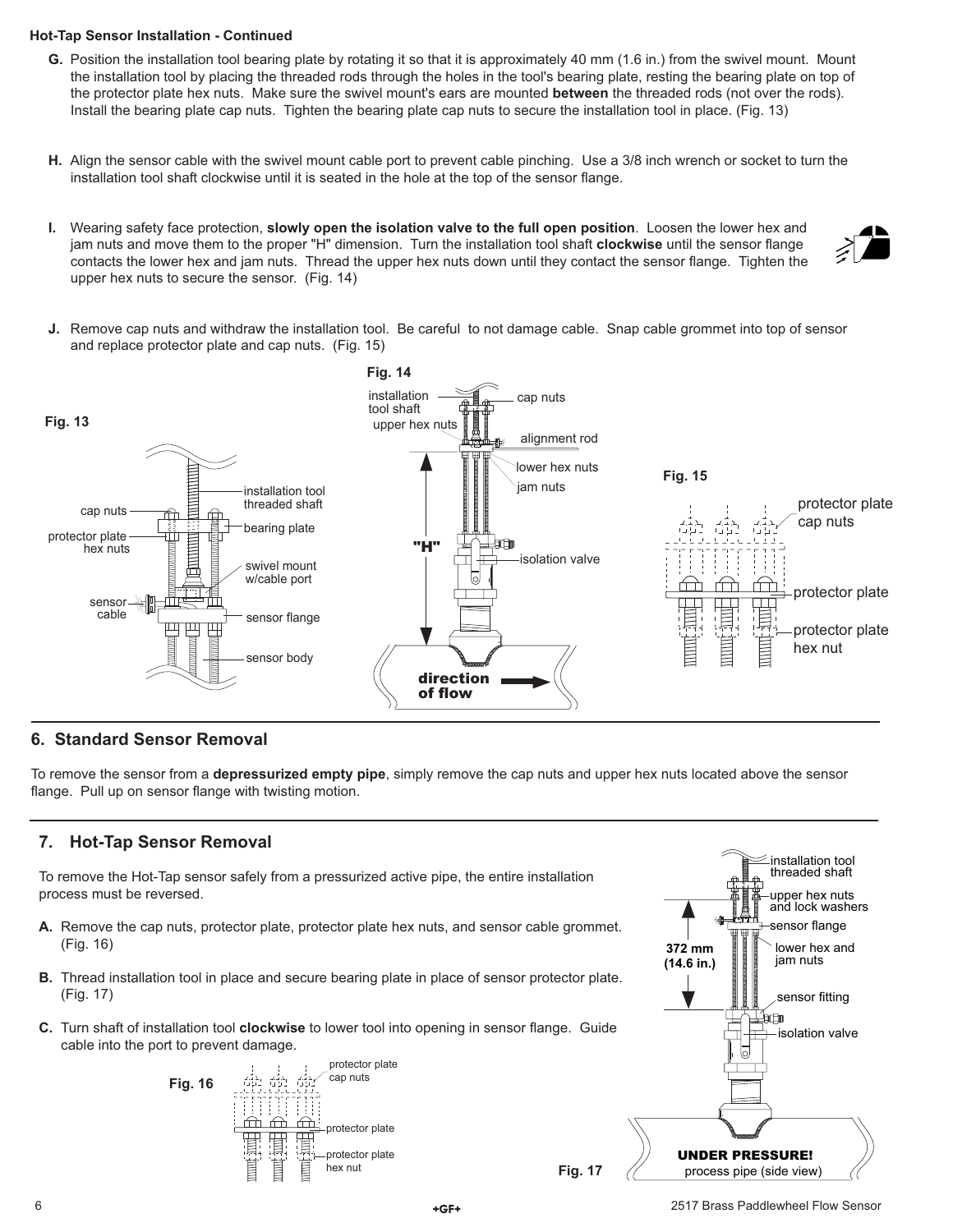**Hot-Tap Sensor Installation - Continued**

**G.** Position the installation tool bearing plate by rotating it so that it is approximately 40 mm (1.6 in.) from the swivel mount. Mount the installation tool by placing the threaded rods through the holes in the tool's bearing plate, resting the bearing plate on top of the protector plate hex nuts. Make sure the swivel mount's ears are mounted **between** the threaded rods (not over the rods). Install the bearing plate cap nuts. Tighten the bearing plate cap nuts to secure the installation tool in place. (Fig. 13)

**H.** Align the sensor cable with the swivel mount cable port to prevent cable pinching. Use a 3/8 inch wrench or socket to turn the installation tool shaft clockwise until it is seated in the hole at the top of the sensor flange.

**I.** Wearing safety face protection, **slowly open the isolation valve to the full open position**. Loosen the lower hex and jam nuts and move them to the proper "H" dimension. Turn the installation tool shaft **clockwise** until the sensor flange contacts the lower hex and jam nuts. Thread the upper hex nuts down until they contact the sensor flange. Tighten the upper hex nuts to secure the sensor. (Fig. 14)

**J.** Remove cap nuts and withdraw the installation tool. Be careful to not damage cable. Snap cable grommet into top of sensor and replace protector plate and cap nuts. (Fig. 15)

Fig. 13 — cap nuts; protector plate hex nuts; sensor cable; installation tool threaded shaft; bearing plate; swivel mount w/cable port; sensor flange; sensor body

Fig. 14 — installation tool shaft; upper hex nuts; cap nuts; alignment rod; lower hex nuts; jam nuts; "H"; isolation valve; direction of flow

Fig. 15 — protector plate cap nuts; protector plate; protector plate hex nut

## 6. Standard Sensor Removal

To remove the sensor from a **depressurized empty pipe**, simply remove the cap nuts and upper hex nuts located above the sensor flange. Pull up on sensor flange with twisting motion.

## 7. Hot-Tap Sensor Removal

To remove the Hot-Tap sensor safely from a pressurized active pipe, the entire installation process must be reversed.

**A.** Remove the cap nuts, protector plate, protector plate hex nuts, and sensor cable grommet. (Fig. 16)

**B.** Thread installation tool in place and secure bearing plate in place of sensor protector plate. (Fig. 17)

**C.** Turn shaft of installation tool **clockwise** to lower tool into opening in sensor flange. Guide cable into the port to prevent damage.

Fig. 16 — protector plate cap nuts; protector plate; protector plate hex nut

Fig. 17 — installation tool threaded shaft; upper hex nuts and lock washers; sensor flange; lower hex and jam nuts; 372 mm (14.6 in.); sensor fitting; isolation valve; UNDER PRESSURE! process pipe (side view)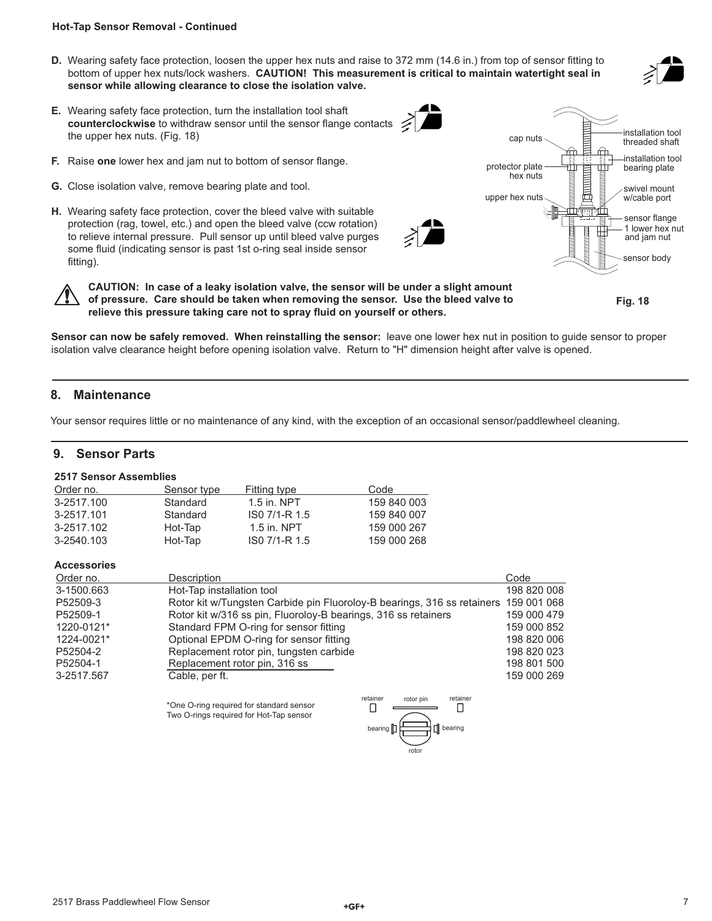**Hot-Tap Sensor Removal - Continued**

**D.** Wearing safety face protection, loosen the upper hex nuts and raise to 372 mm (14.6 in.) from top of sensor fitting to bottom of upper hex nuts/lock washers. **CAUTION! This measurement is critical to maintain watertight seal in sensor while allowing clearance to close the isolation valve.**

**E.** Wearing safety face protection, turn the installation tool shaft **counterclockwise** to withdraw sensor until the sensor flange contacts the upper hex nuts. (Fig. 18)

**F.** Raise **one** lower hex and jam nut to bottom of sensor flange.

**G.** Close isolation valve, remove bearing plate and tool.

**H.** Wearing safety face protection, cover the bleed valve with suitable protection (rag, towel, etc.) and open the bleed valve (ccw rotation) to relieve internal pressure. Pull sensor up until bleed valve purges some fluid (indicating sensor is past 1st o-ring seal inside sensor fitting).

**CAUTION: In case of a leaky isolation valve, the sensor will be under a slight amount of pressure. Care should be taken when removing the sensor. Use the bleed valve to relieve this pressure taking care not to spray fluid on yourself or others.**

cap nuts, installation tool threaded shaft, installation tool bearing plate, protector plate hex nuts, swivel mount w/cable port, upper hex nuts, sensor flange, 1 lower hex nut and jam nut, sensor body

**Fig. 18**

**Sensor can now be safely removed. When reinstalling the sensor:** leave one lower hex nut in position to guide sensor to proper isolation valve clearance height before opening isolation valve. Return to "H" dimension height after valve is opened.

## 8. Maintenance

Your sensor requires little or no maintenance of any kind, with the exception of an occasional sensor/paddlewheel cleaning.

## 9. Sensor Parts

### 2517 Sensor Assemblies

| Order no. | Sensor type | Fitting type | Code |
|---|---|---|---|
| 3-2517.100 | Standard | 1.5 in. NPT | 159 840 003 |
| 3-2517.101 | Standard | IS0 7/1-R 1.5 | 159 840 007 |
| 3-2517.102 | Hot-Tap | 1.5 in. NPT | 159 000 267 |
| 3-2540.103 | Hot-Tap | IS0 7/1-R 1.5 | 159 000 268 |

### Accessories

| Order no. | Description | Code |
|---|---|---|
| 3-1500.663 | Hot-Tap installation tool | 198 820 008 |
| P52509-3 | Rotor kit w/Tungsten Carbide pin Fluoroloy-B bearings, 316 ss retainers | 159 001 068 |
| P52509-1 | Rotor kit w/316 ss pin, Fluoroloy-B bearings, 316 ss retainers | 159 000 479 |
| 1220-0121* | Standard FPM O-ring for sensor fitting | 159 000 852 |
| 1224-0021* | Optional EPDM O-ring for sensor fitting | 198 820 006 |
| P52504-2 | Replacement rotor pin, tungsten carbide | 198 820 023 |
| P52504-1 | Replacement rotor pin, 316 ss | 198 801 500 |
| 3-2517.567 | Cable, per ft. | 159 000 269 |

*One O-ring required for standard sensor
Two O-rings required for Hot-Tap sensor

retainer, rotor pin, retainer, bearing, bearing, rotor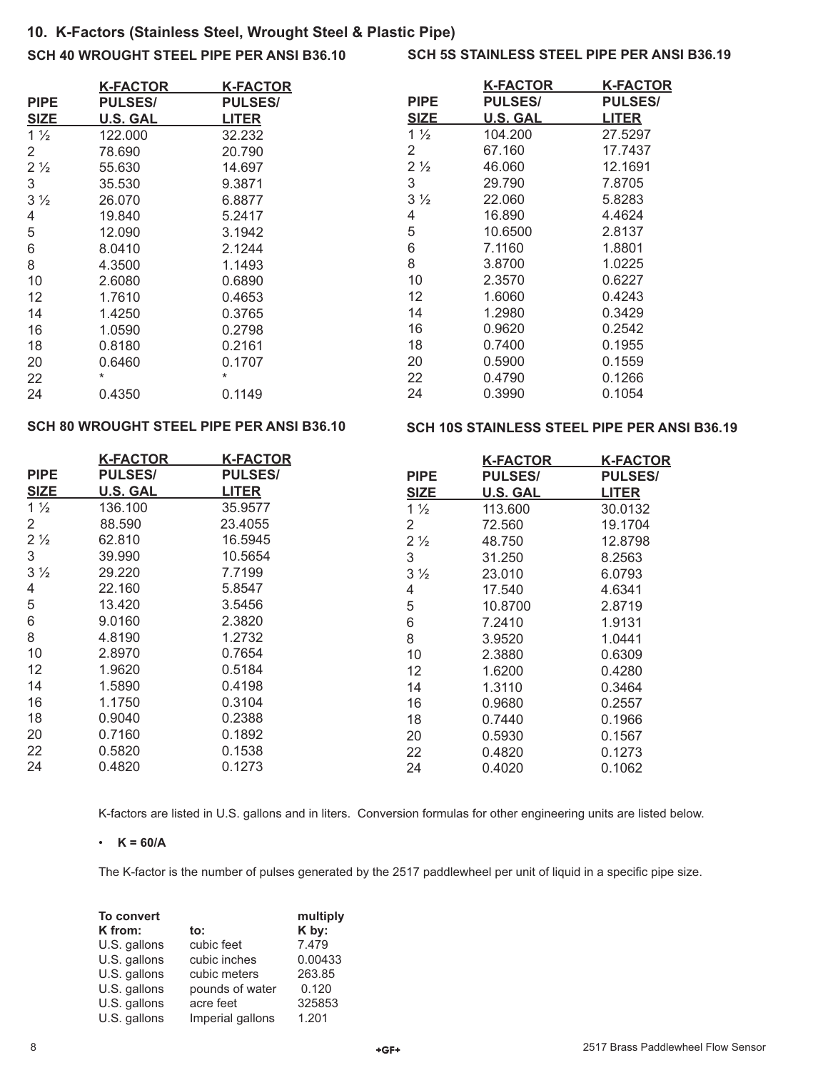## 10. K-Factors (Stainless Steel, Wrought Steel & Plastic Pipe)

### SCH 40 WROUGHT STEEL PIPE PER ANSI B36.10

| PIPE SIZE | K-FACTOR PULSES/ U.S. GAL | K-FACTOR PULSES/ LITER |
|---|---|---|
| 1 ½ | 122.000 | 32.232 |
| 2 | 78.690 | 20.790 |
| 2 ½ | 55.630 | 14.697 |
| 3 | 35.530 | 9.3871 |
| 3 ½ | 26.070 | 6.8877 |
| 4 | 19.840 | 5.2417 |
| 5 | 12.090 | 3.1942 |
| 6 | 8.0410 | 2.1244 |
| 8 | 4.3500 | 1.1493 |
| 10 | 2.6080 | 0.6890 |
| 12 | 1.7610 | 0.4653 |
| 14 | 1.4250 | 0.3765 |
| 16 | 1.0590 | 0.2798 |
| 18 | 0.8180 | 0.2161 |
| 20 | 0.6460 | 0.1707 |
| 22 | * | * |
| 24 | 0.4350 | 0.1149 |

### SCH 5S STAINLESS STEEL PIPE PER ANSI B36.19

| PIPE SIZE | K-FACTOR PULSES/ U.S. GAL | K-FACTOR PULSES/ LITER |
|---|---|---|
| 1 ½ | 104.200 | 27.5297 |
| 2 | 67.160 | 17.7437 |
| 2 ½ | 46.060 | 12.1691 |
| 3 | 29.790 | 7.8705 |
| 3 ½ | 22.060 | 5.8283 |
| 4 | 16.890 | 4.4624 |
| 5 | 10.6500 | 2.8137 |
| 6 | 7.1160 | 1.8801 |
| 8 | 3.8700 | 1.0225 |
| 10 | 2.3570 | 0.6227 |
| 12 | 1.6060 | 0.4243 |
| 14 | 1.2980 | 0.3429 |
| 16 | 0.9620 | 0.2542 |
| 18 | 0.7400 | 0.1955 |
| 20 | 0.5900 | 0.1559 |
| 22 | 0.4790 | 0.1266 |
| 24 | 0.3990 | 0.1054 |

### SCH 80 WROUGHT STEEL PIPE PER ANSI B36.10

| PIPE SIZE | K-FACTOR PULSES/ U.S. GAL | K-FACTOR PULSES/ LITER |
|---|---|---|
| 1 ½ | 136.100 | 35.9577 |
| 2 | 88.590 | 23.4055 |
| 2 ½ | 62.810 | 16.5945 |
| 3 | 39.990 | 10.5654 |
| 3 ½ | 29.220 | 7.7199 |
| 4 | 22.160 | 5.8547 |
| 5 | 13.420 | 3.5456 |
| 6 | 9.0160 | 2.3820 |
| 8 | 4.8190 | 1.2732 |
| 10 | 2.8970 | 0.7654 |
| 12 | 1.9620 | 0.5184 |
| 14 | 1.5890 | 0.4198 |
| 16 | 1.1750 | 0.3104 |
| 18 | 0.9040 | 0.2388 |
| 20 | 0.7160 | 0.1892 |
| 22 | 0.5820 | 0.1538 |
| 24 | 0.4820 | 0.1273 |

### SCH 10S STAINLESS STEEL PIPE PER ANSI B36.19

| PIPE SIZE | K-FACTOR PULSES/ U.S. GAL | K-FACTOR PULSES/ LITER |
|---|---|---|
| 1 ½ | 113.600 | 30.0132 |
| 2 | 72.560 | 19.1704 |
| 2 ½ | 48.750 | 12.8798 |
| 3 | 31.250 | 8.2563 |
| 3 ½ | 23.010 | 6.0793 |
| 4 | 17.540 | 4.6341 |
| 5 | 10.8700 | 2.8719 |
| 6 | 7.2410 | 1.9131 |
| 8 | 3.9520 | 1.0441 |
| 10 | 2.3880 | 0.6309 |
| 12 | 1.6200 | 0.4280 |
| 14 | 1.3110 | 0.3464 |
| 16 | 0.9680 | 0.2557 |
| 18 | 0.7440 | 0.1966 |
| 20 | 0.5930 | 0.1567 |
| 22 | 0.4820 | 0.1273 |
| 24 | 0.4020 | 0.1062 |

K-factors are listed in U.S. gallons and in liters. Conversion formulas for other engineering units are listed below.

- **K = 60/A**

The K-factor is the number of pulses generated by the 2517 paddlewheel per unit of liquid in a specific pipe size.

| To convert K from: | to: | multiply K by: |
|---|---|---|
| U.S. gallons | cubic feet | 7.479 |
| U.S. gallons | cubic inches | 0.00433 |
| U.S. gallons | cubic meters | 263.85 |
| U.S. gallons | pounds of water | 0.120 |
| U.S. gallons | acre feet | 325853 |
| U.S. gallons | Imperial gallons | 1.201 |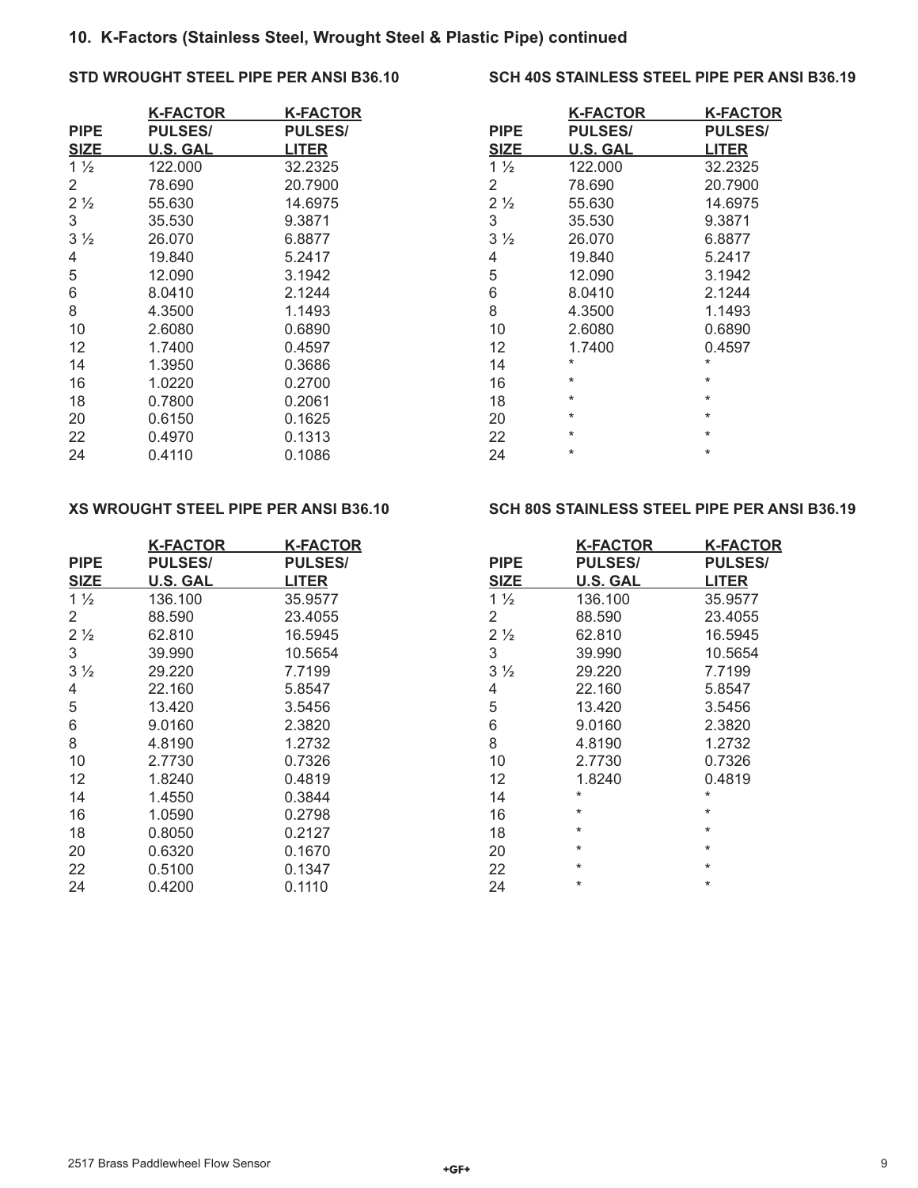## 10. K-Factors (Stainless Steel, Wrought Steel & Plastic Pipe) continued

### STD WROUGHT STEEL PIPE PER ANSI B36.10

| PIPE SIZE | K-FACTOR PULSES/ U.S. GAL | K-FACTOR PULSES/ LITER |
|---|---|---|
| 1 ½ | 122.000 | 32.2325 |
| 2 | 78.690 | 20.7900 |
| 2 ½ | 55.630 | 14.6975 |
| 3 | 35.530 | 9.3871 |
| 3 ½ | 26.070 | 6.8877 |
| 4 | 19.840 | 5.2417 |
| 5 | 12.090 | 3.1942 |
| 6 | 8.0410 | 2.1244 |
| 8 | 4.3500 | 1.1493 |
| 10 | 2.6080 | 0.6890 |
| 12 | 1.7400 | 0.4597 |
| 14 | 1.3950 | 0.3686 |
| 16 | 1.0220 | 0.2700 |
| 18 | 0.7800 | 0.2061 |
| 20 | 0.6150 | 0.1625 |
| 22 | 0.4970 | 0.1313 |
| 24 | 0.4110 | 0.1086 |

### SCH 40S STAINLESS STEEL PIPE PER ANSI B36.19

| PIPE SIZE | K-FACTOR PULSES/ U.S. GAL | K-FACTOR PULSES/ LITER |
|---|---|---|
| 1 ½ | 122.000 | 32.2325 |
| 2 | 78.690 | 20.7900 |
| 2 ½ | 55.630 | 14.6975 |
| 3 | 35.530 | 9.3871 |
| 3 ½ | 26.070 | 6.8877 |
| 4 | 19.840 | 5.2417 |
| 5 | 12.090 | 3.1942 |
| 6 | 8.0410 | 2.1244 |
| 8 | 4.3500 | 1.1493 |
| 10 | 2.6080 | 0.6890 |
| 12 | 1.7400 | 0.4597 |
| 14 | * | * |
| 16 | * | * |
| 18 | * | * |
| 20 | * | * |
| 22 | * | * |
| 24 | * | * |

### XS WROUGHT STEEL PIPE PER ANSI B36.10

| PIPE SIZE | K-FACTOR PULSES/ U.S. GAL | K-FACTOR PULSES/ LITER |
|---|---|---|
| 1 ½ | 136.100 | 35.9577 |
| 2 | 88.590 | 23.4055 |
| 2 ½ | 62.810 | 16.5945 |
| 3 | 39.990 | 10.5654 |
| 3 ½ | 29.220 | 7.7199 |
| 4 | 22.160 | 5.8547 |
| 5 | 13.420 | 3.5456 |
| 6 | 9.0160 | 2.3820 |
| 8 | 4.8190 | 1.2732 |
| 10 | 2.7730 | 0.7326 |
| 12 | 1.8240 | 0.4819 |
| 14 | 1.4550 | 0.3844 |
| 16 | 1.0590 | 0.2798 |
| 18 | 0.8050 | 0.2127 |
| 20 | 0.6320 | 0.1670 |
| 22 | 0.5100 | 0.1347 |
| 24 | 0.4200 | 0.1110 |

### SCH 80S STAINLESS STEEL PIPE PER ANSI B36.19

| PIPE SIZE | K-FACTOR PULSES/ U.S. GAL | K-FACTOR PULSES/ LITER |
|---|---|---|
| 1 ½ | 136.100 | 35.9577 |
| 2 | 88.590 | 23.4055 |
| 2 ½ | 62.810 | 16.5945 |
| 3 | 39.990 | 10.5654 |
| 3 ½ | 29.220 | 7.7199 |
| 4 | 22.160 | 5.8547 |
| 5 | 13.420 | 3.5456 |
| 6 | 9.0160 | 2.3820 |
| 8 | 4.8190 | 1.2732 |
| 10 | 2.7730 | 0.7326 |
| 12 | 1.8240 | 0.4819 |
| 14 | * | * |
| 16 | * | * |
| 18 | * | * |
| 20 | * | * |
| 22 | * | * |
| 24 | * | * |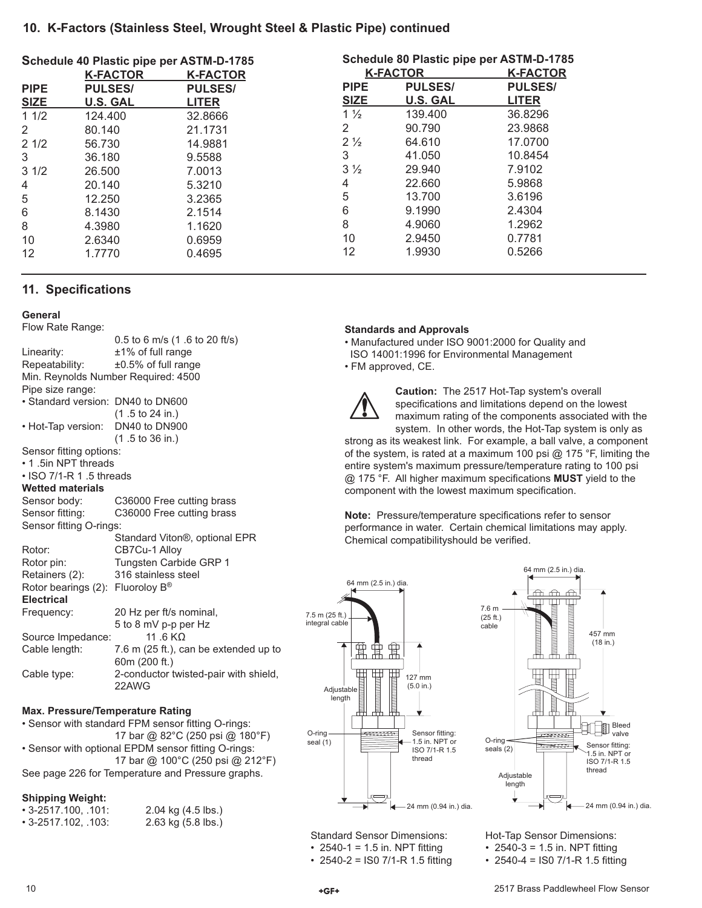## 10. K-Factors (Stainless Steel, Wrought Steel & Plastic Pipe) continued

**Schedule 40 Plastic pipe per ASTM-D-1785**

| PIPE SIZE | K-FACTOR PULSES/ U.S. GAL | K-FACTOR PULSES/ LITER |
|---|---|---|
| 1 1/2 | 124.400 | 32.8666 |
| 2 | 80.140 | 21.1731 |
| 2 1/2 | 56.730 | 14.9881 |
| 3 | 36.180 | 9.5588 |
| 3 1/2 | 26.500 | 7.0013 |
| 4 | 20.140 | 5.3210 |
| 5 | 12.250 | 3.2365 |
| 6 | 8.1430 | 2.1514 |
| 8 | 4.3980 | 1.1620 |
| 10 | 2.6340 | 0.6959 |
| 12 | 1.7770 | 0.4695 |

**Schedule 80 Plastic pipe per ASTM-D-1785**

| PIPE SIZE | K-FACTOR PULSES/ U.S. GAL | K-FACTOR PULSES/ LITER |
|---|---|---|
| 1 ½ | 139.400 | 36.8296 |
| 2 | 90.790 | 23.9868 |
| 2 ½ | 64.610 | 17.0700 |
| 3 | 41.050 | 10.8454 |
| 3 ½ | 29.940 | 7.9102 |
| 4 | 22.660 | 5.9868 |
| 5 | 13.700 | 3.6196 |
| 6 | 9.1990 | 2.4304 |
| 8 | 4.9060 | 1.2962 |
| 10 | 2.9450 | 0.7781 |
| 12 | 1.9930 | 0.5266 |

## 11. Specifications

**General**

Flow Rate Range: 0.5 to 6 m/s (1 .6 to 20 ft/s)
Linearity: ±1% of full range
Repeatability: ±0.5% of full range
Min. Reynolds Number Required: 4500
Pipe size range:
- Standard version: DN40 to DN600 (1 .5 to 24 in.)
- Hot-Tap version: DN40 to DN900 (1 .5 to 36 in.)

Sensor fitting options:
- 1 .5in NPT threads
- ISO 7/1-R 1 .5 threads

**Wetted materials**

Sensor body: C36000 Free cutting brass
Sensor fitting: C36000 Free cutting brass
Sensor fitting O-rings: Standard Viton®, optional EPR
Rotor: CB7Cu-1 Alloy
Rotor pin: Tungsten Carbide GRP 1
Retainers (2): 316 stainless steel
Rotor bearings (2): Fluoroloy B®

**Electrical**

Frequency: 20 Hz per ft/s nominal, 5 to 8 mV p-p per Hz
Source Impedance: 11 .6 KΩ
Cable length: 7.6 m (25 ft.), can be extended up to 60m (200 ft.)
Cable type: 2-conductor twisted-pair with shield, 22AWG

**Max. Pressure/Temperature Rating**

- Sensor with standard FPM sensor fitting O-rings: 17 bar @ 82°C (250 psi @ 180°F)
- Sensor with optional EPDM sensor fitting O-rings: 17 bar @ 100°C (250 psi @ 212°F)

See page 226 for Temperature and Pressure graphs.

**Shipping Weight:**

- 3-2517.100, .101: 2.04 kg (4.5 lbs.)
- 3-2517.102, .103: 2.63 kg (5.8 lbs.)

**Standards and Approvals**

- Manufactured under ISO 9001:2000 for Quality and ISO 14001:1996 for Environmental Management
- FM approved, CE.

**Caution:** The 2517 Hot-Tap system's overall specifications and limitations depend on the lowest maximum rating of the components associated with the system. In other words, the Hot-Tap system is only as strong as its weakest link. For example, a ball valve, a component of the system, is rated at a maximum 100 psi @ 175 °F, limiting the entire system's maximum pressure/temperature rating to 100 psi @ 175 °F. All higher maximum specifications **MUST** yield to the component with the lowest maximum specification.

**Note:** Pressure/temperature specifications refer to sensor performance in water. Certain chemical limitations may apply. Chemical compatibilityshould be verified.

64 mm (2.5 in.) dia.
7.5 m (25 ft.) integral cable
Adjustable length
127 mm (5.0 in.)
O-ring seal (1)
Sensor fitting: 1.5 in. NPT or ISO 7/1-R 1.5 thread
24 mm (0.94 in.) dia.

64 mm (2.5 in.) dia.
7.6 m (25 ft.) cable
457 mm (18 in.)
Bleed valve
O-ring seals (2)
Sensor fitting: 1.5 in. NPT or ISO 7/1-R 1.5 thread
Adjustable length
24 mm (0.94 in.) dia.

Standard Sensor Dimensions:
- 2540-1 = 1.5 in. NPT fitting
- 2540-2 = IS0 7/1-R 1.5 fitting

Hot-Tap Sensor Dimensions:
- 2540-3 = 1.5 in. NPT fitting
- 2540-4 = IS0 7/1-R 1.5 fitting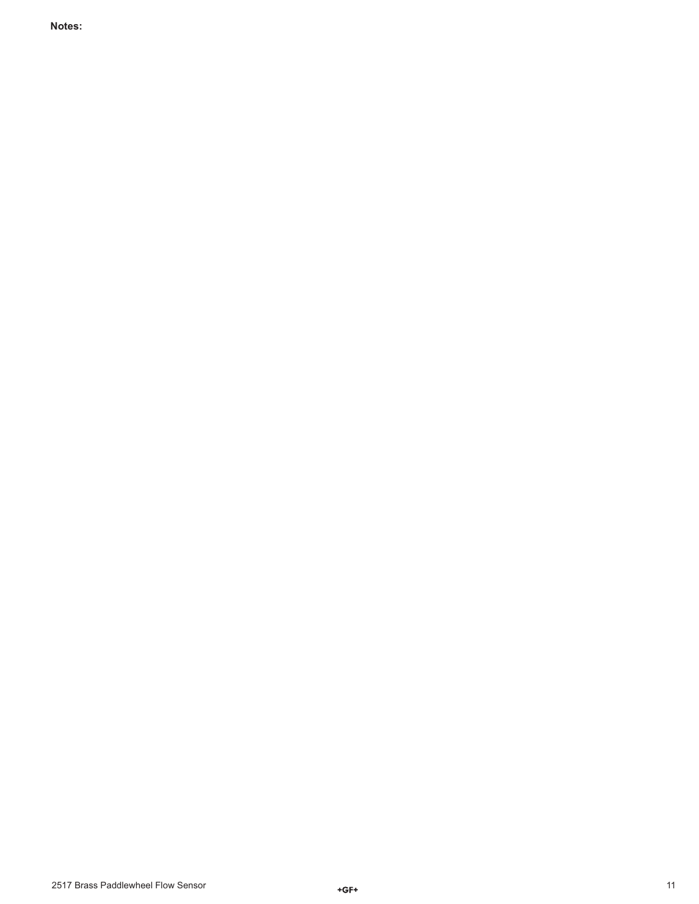**Notes:**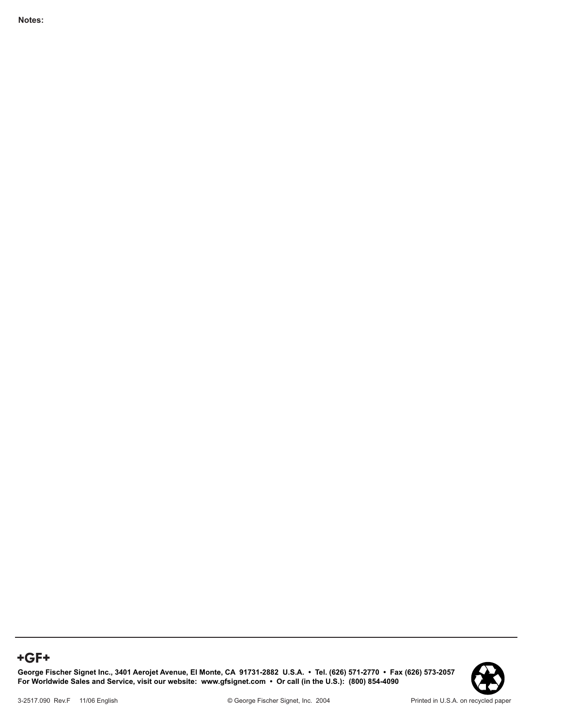**Notes:**

+GF+

**George Fischer Signet Inc., 3401 Aerojet Avenue, El Monte, CA 91731-2882 U.S.A. • Tel. (626) 571-2770 • Fax (626) 573-2057**
**For Worldwide Sales and Service, visit our website: www.gfsignet.com • Or call (in the U.S.): (800) 854-4090**

3-2517.090 Rev.F 11/06 English © George Fischer Signet, Inc. 2004 Printed in U.S.A. on recycled paper